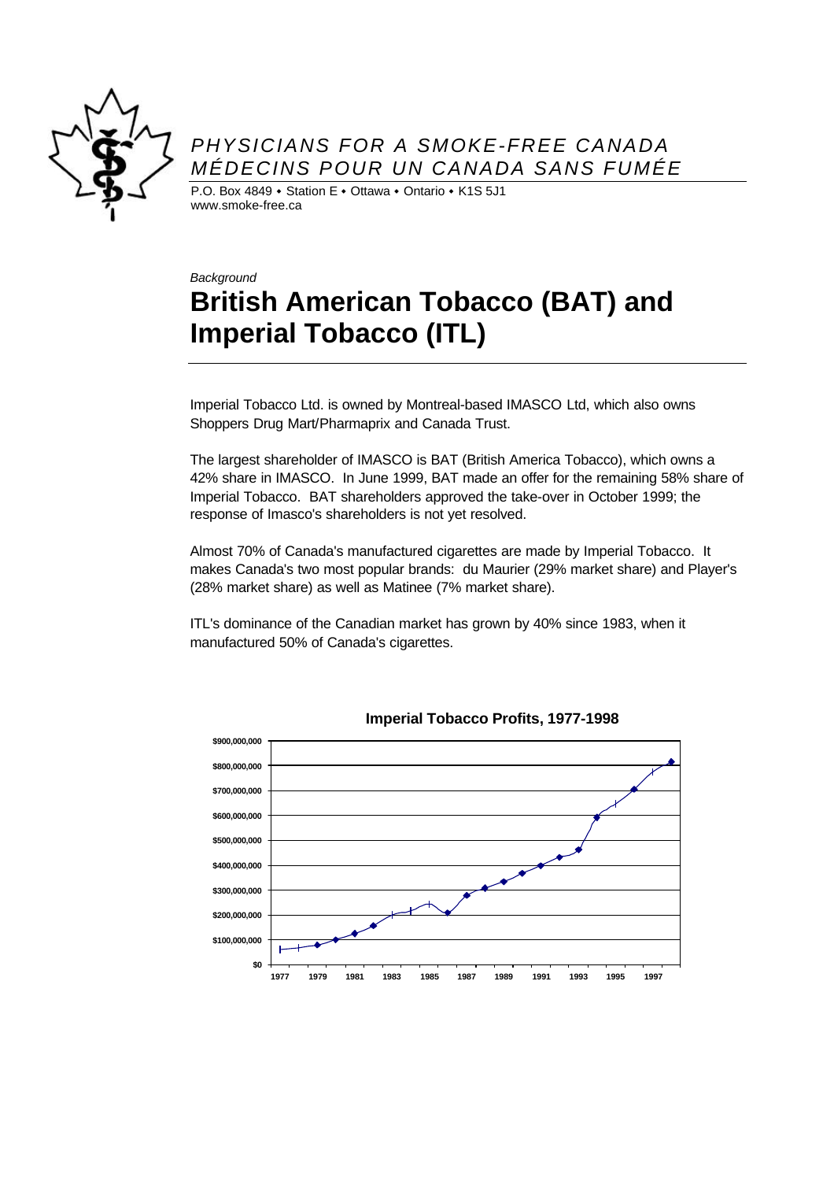# PHYSICIANS FOR A SMOKE-FREE CANADA
# MÉDECINS POUR UN CANADA SANS FUMÉE

P.O. Box 4849 • Station E • Ottawa • Ontario • K1S 5J1
www.smoke-free.ca

*Background*

# British American Tobacco (BAT) and Imperial Tobacco (ITL)

Imperial Tobacco Ltd. is owned by Montreal-based IMASCO Ltd, which also owns Shoppers Drug Mart/Pharmaprix and Canada Trust.

The largest shareholder of IMASCO is BAT (British America Tobacco), which owns a 42% share in IMASCO. In June 1999, BAT made an offer for the remaining 58% share of Imperial Tobacco. BAT shareholders approved the take-over in October 1999; the response of Imasco's shareholders is not yet resolved.

Almost 70% of Canada's manufactured cigarettes are made by Imperial Tobacco. It makes Canada's two most popular brands: du Maurier (29% market share) and Player's (28% market share) as well as Matinee (7% market share).

ITL's dominance of the Canadian market has grown by 40% since 1983, when it manufactured 50% of Canada's cigarettes.

**Imperial Tobacco Profits, 1977-1998**

$900,000,000
$800,000,000
$700,000,000
$600,000,000
$500,000,000
$400,000,000
$300,000,000
$200,000,000
$100,000,000
$0

1977 1979 1981 1983 1985 1987 1989 1991 1993 1995 1997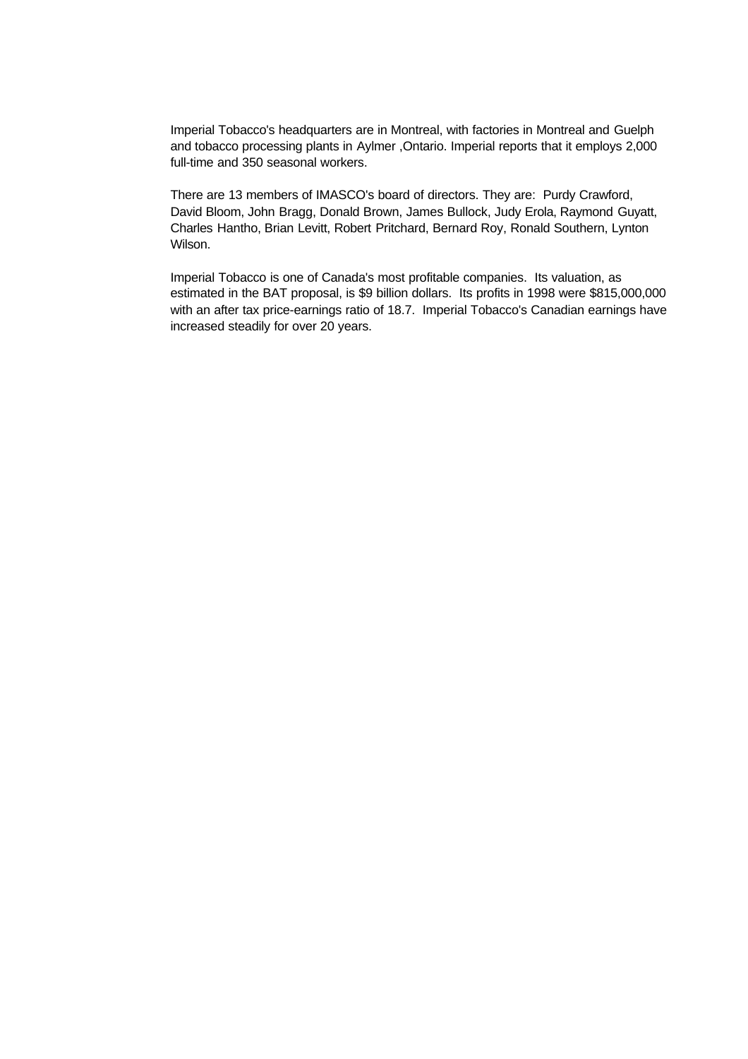Imperial Tobacco's headquarters are in Montreal, with factories in Montreal and Guelph and tobacco processing plants in Aylmer ,Ontario. Imperial reports that it employs 2,000 full-time and 350 seasonal workers.

There are 13 members of IMASCO's board of directors. They are: Purdy Crawford, David Bloom, John Bragg, Donald Brown, James Bullock, Judy Erola, Raymond Guyatt, Charles Hantho, Brian Levitt, Robert Pritchard, Bernard Roy, Ronald Southern, Lynton Wilson.

Imperial Tobacco is one of Canada's most profitable companies. Its valuation, as estimated in the BAT proposal, is $9 billion dollars. Its profits in 1998 were $815,000,000 with an after tax price-earnings ratio of 18.7. Imperial Tobacco's Canadian earnings have increased steadily for over 20 years.